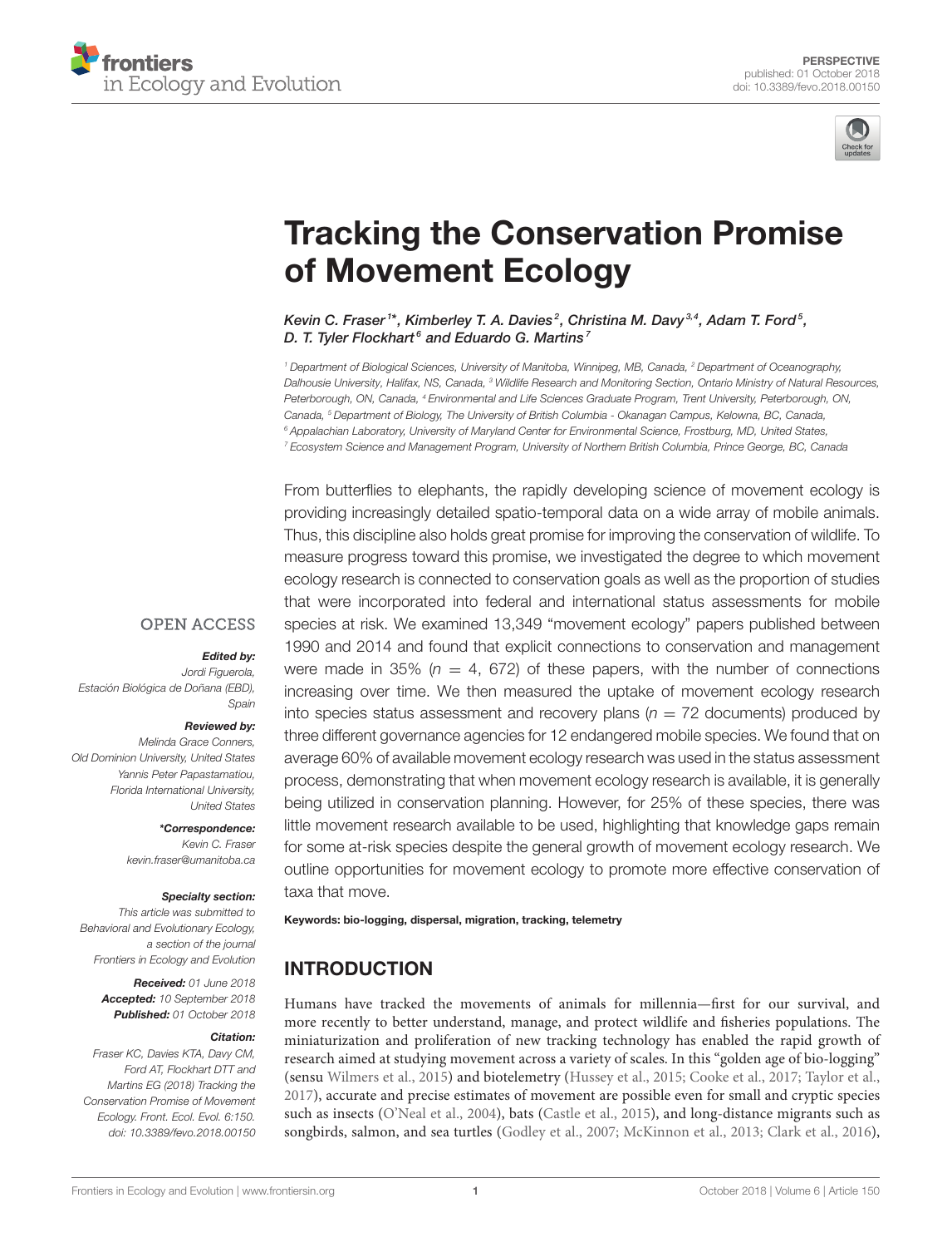PERSPECTIVE
published: 01 October 2018
doi: 10.3389/fevo.2018.00150

# Tracking the Conservation Promise of Movement Ecology

*Kevin C. Fraser[1]\*, Kimberley T. A. Davies[2], Christina M. Davy[3,4], Adam T. Ford[5], D. T. Tyler Flockhart[6] and Eduardo G. Martins[7]*

[1] Department of Biological Sciences, University of Manitoba, Winnipeg, MB, Canada, [2] Department of Oceanography, Dalhousie University, Halifax, NS, Canada, [3] Wildlife Research and Monitoring Section, Ontario Ministry of Natural Resources, Peterborough, ON, Canada, [4] Environmental and Life Sciences Graduate Program, Trent University, Peterborough, ON, Canada, [5] Department of Biology, The University of British Columbia - Okanagan Campus, Kelowna, BC, Canada, [6] Appalachian Laboratory, University of Maryland Center for Environmental Science, Frostburg, MD, United States, [7] Ecosystem Science and Management Program, University of Northern British Columbia, Prince George, BC, Canada

From butterflies to elephants, the rapidly developing science of movement ecology is providing increasingly detailed spatio-temporal data on a wide array of mobile animals. Thus, this discipline also holds great promise for improving the conservation of wildlife. To measure progress toward this promise, we investigated the degree to which movement ecology research is connected to conservation goals as well as the proportion of studies that were incorporated into federal and international status assessments for mobile species at risk. We examined 13,349 "movement ecology" papers published between 1990 and 2014 and found that explicit connections to conservation and management were made in 35% ($n$ = 4, 672) of these papers, with the number of connections increasing over time. We then measured the uptake of movement ecology research into species status assessment and recovery plans ($n$ = 72 documents) produced by three different governance agencies for 12 endangered mobile species. We found that on average 60% of available movement ecology research was used in the status assessment process, demonstrating that when movement ecology research is available, it is generally being utilized in conservation planning. However, for 25% of these species, there was little movement research available to be used, highlighting that knowledge gaps remain for some at-risk species despite the general growth of movement ecology research. We outline opportunities for movement ecology to promote more effective conservation of taxa that move.

**Keywords: bio-logging, dispersal, migration, tracking, telemetry**

OPEN ACCESS

***Edited by:***
*Jordi Figuerola, Estación Biológica de Doñana (EBD), Spain*

***Reviewed by:***
*Melinda Grace Conners, Old Dominion University, United States*
*Yannis Peter Papastamatiou, Florida International University, United States*

***\*Correspondence:***
*Kevin C. Fraser*
*kevin.fraser@umanitoba.ca*

***Specialty section:***
*This article was submitted to Behavioral and Evolutionary Ecology, a section of the journal Frontiers in Ecology and Evolution*

***Received:*** *01 June 2018*
***Accepted:*** *10 September 2018*
***Published:*** *01 October 2018*

***Citation:***
*Fraser KC, Davies KTA, Davy CM, Ford AT, Flockhart DTT and Martins EG (2018) Tracking the Conservation Promise of Movement Ecology. Front. Ecol. Evol. 6:150. doi: 10.3389/fevo.2018.00150*

## INTRODUCTION

Humans have tracked the movements of animals for millennia—first for our survival, and more recently to better understand, manage, and protect wildlife and fisheries populations. The miniaturization and proliferation of new tracking technology has enabled the rapid growth of research aimed at studying movement across a variety of scales. In this "golden age of bio-logging" (sensu Wilmers et al., 2015) and biotelemetry (Hussey et al., 2015; Cooke et al., 2017; Taylor et al., 2017), accurate and precise estimates of movement are possible even for small and cryptic species such as insects (O'Neal et al., 2004), bats (Castle et al., 2015), and long-distance migrants such as songbirds, salmon, and sea turtles (Godley et al., 2007; McKinnon et al., 2013; Clark et al., 2016),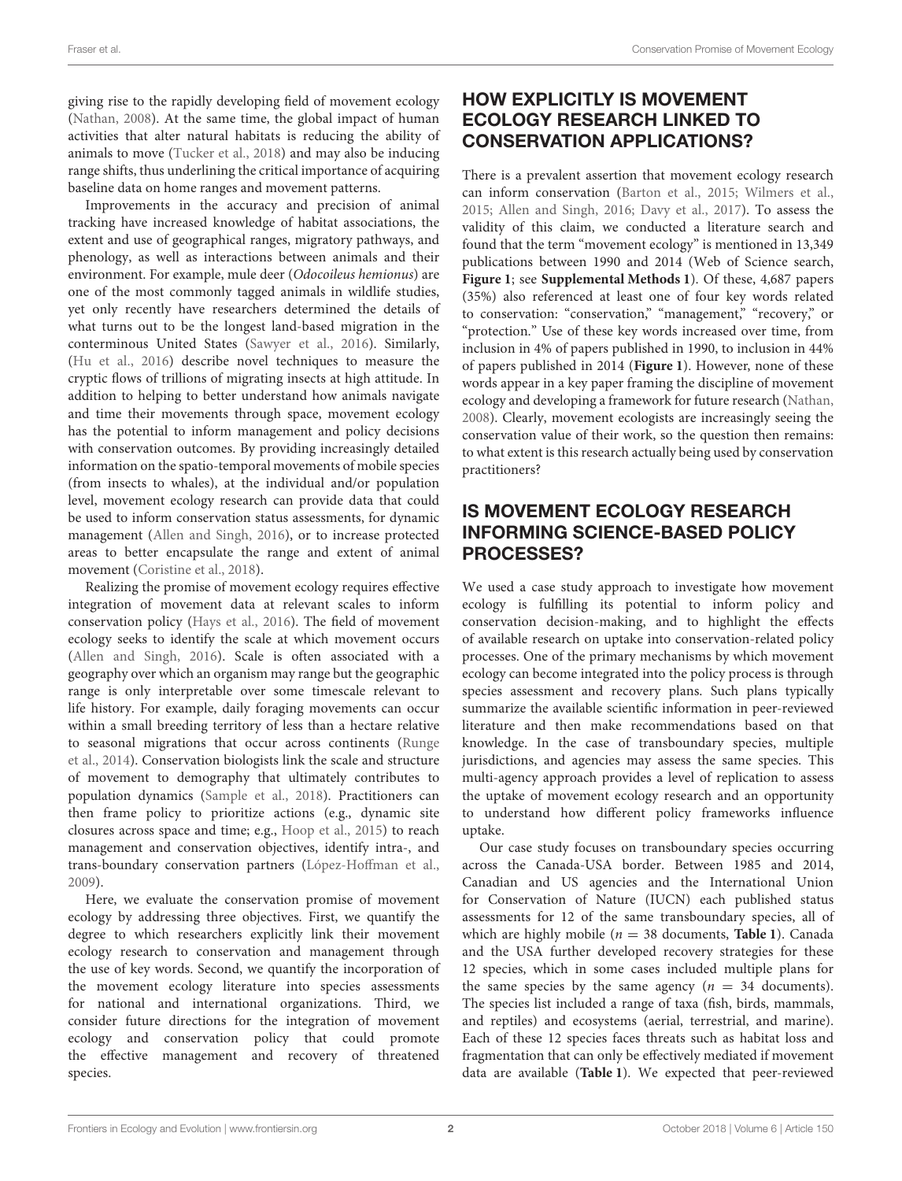giving rise to the rapidly developing field of movement ecology (Nathan, 2008). At the same time, the global impact of human activities that alter natural habitats is reducing the ability of animals to move (Tucker et al., 2018) and may also be inducing range shifts, thus underlining the critical importance of acquiring baseline data on home ranges and movement patterns.

Improvements in the accuracy and precision of animal tracking have increased knowledge of habitat associations, the extent and use of geographical ranges, migratory pathways, and phenology, as well as interactions between animals and their environment. For example, mule deer (*Odocoileus hemionus*) are one of the most commonly tagged animals in wildlife studies, yet only recently have researchers determined the details of what turns out to be the longest land-based migration in the conterminous United States (Sawyer et al., 2016). Similarly, (Hu et al., 2016) describe novel techniques to measure the cryptic flows of trillions of migrating insects at high attitude. In addition to helping to better understand how animals navigate and time their movements through space, movement ecology has the potential to inform management and policy decisions with conservation outcomes. By providing increasingly detailed information on the spatio-temporal movements of mobile species (from insects to whales), at the individual and/or population level, movement ecology research can provide data that could be used to inform conservation status assessments, for dynamic management (Allen and Singh, 2016), or to increase protected areas to better encapsulate the range and extent of animal movement (Coristine et al., 2018).

Realizing the promise of movement ecology requires effective integration of movement data at relevant scales to inform conservation policy (Hays et al., 2016). The field of movement ecology seeks to identify the scale at which movement occurs (Allen and Singh, 2016). Scale is often associated with a geography over which an organism may range but the geographic range is only interpretable over some timescale relevant to life history. For example, daily foraging movements can occur within a small breeding territory of less than a hectare relative to seasonal migrations that occur across continents (Runge et al., 2014). Conservation biologists link the scale and structure of movement to demography that ultimately contributes to population dynamics (Sample et al., 2018). Practitioners can then frame policy to prioritize actions (e.g., dynamic site closures across space and time; e.g., Hoop et al., 2015) to reach management and conservation objectives, identify intra-, and trans-boundary conservation partners (López-Hoffman et al., 2009).

Here, we evaluate the conservation promise of movement ecology by addressing three objectives. First, we quantify the degree to which researchers explicitly link their movement ecology research to conservation and management through the use of key words. Second, we quantify the incorporation of the movement ecology literature into species assessments for national and international organizations. Third, we consider future directions for the integration of movement ecology and conservation policy that could promote the effective management and recovery of threatened species.

## HOW EXPLICITLY IS MOVEMENT ECOLOGY RESEARCH LINKED TO CONSERVATION APPLICATIONS?

There is a prevalent assertion that movement ecology research can inform conservation (Barton et al., 2015; Wilmers et al., 2015; Allen and Singh, 2016; Davy et al., 2017). To assess the validity of this claim, we conducted a literature search and found that the term "movement ecology" is mentioned in 13,349 publications between 1990 and 2014 (Web of Science search, **Figure 1**; see **Supplemental Methods 1**). Of these, 4,687 papers (35%) also referenced at least one of four key words related to conservation: "conservation," "management," "recovery," or "protection." Use of these key words increased over time, from inclusion in 4% of papers published in 1990, to inclusion in 44% of papers published in 2014 (**Figure 1**). However, none of these words appear in a key paper framing the discipline of movement ecology and developing a framework for future research (Nathan, 2008). Clearly, movement ecologists are increasingly seeing the conservation value of their work, so the question then remains: to what extent is this research actually being used by conservation practitioners?

## IS MOVEMENT ECOLOGY RESEARCH INFORMING SCIENCE-BASED POLICY PROCESSES?

We used a case study approach to investigate how movement ecology is fulfilling its potential to inform policy and conservation decision-making, and to highlight the effects of available research on uptake into conservation-related policy processes. One of the primary mechanisms by which movement ecology can become integrated into the policy process is through species assessment and recovery plans. Such plans typically summarize the available scientific information in peer-reviewed literature and then make recommendations based on that knowledge. In the case of transboundary species, multiple jurisdictions, and agencies may assess the same species. This multi-agency approach provides a level of replication to assess the uptake of movement ecology research and an opportunity to understand how different policy frameworks influence uptake.

Our case study focuses on transboundary species occurring across the Canada-USA border. Between 1985 and 2014, Canadian and US agencies and the International Union for Conservation of Nature (IUCN) each published status assessments for 12 of the same transboundary species, all of which are highly mobile ($n = 38$ documents, **Table 1**). Canada and the USA further developed recovery strategies for these 12 species, which in some cases included multiple plans for the same species by the same agency ($n = 34$ documents). The species list included a range of taxa (fish, birds, mammals, and reptiles) and ecosystems (aerial, terrestrial, and marine). Each of these 12 species faces threats such as habitat loss and fragmentation that can only be effectively mediated if movement data are available (**Table 1**). We expected that peer-reviewed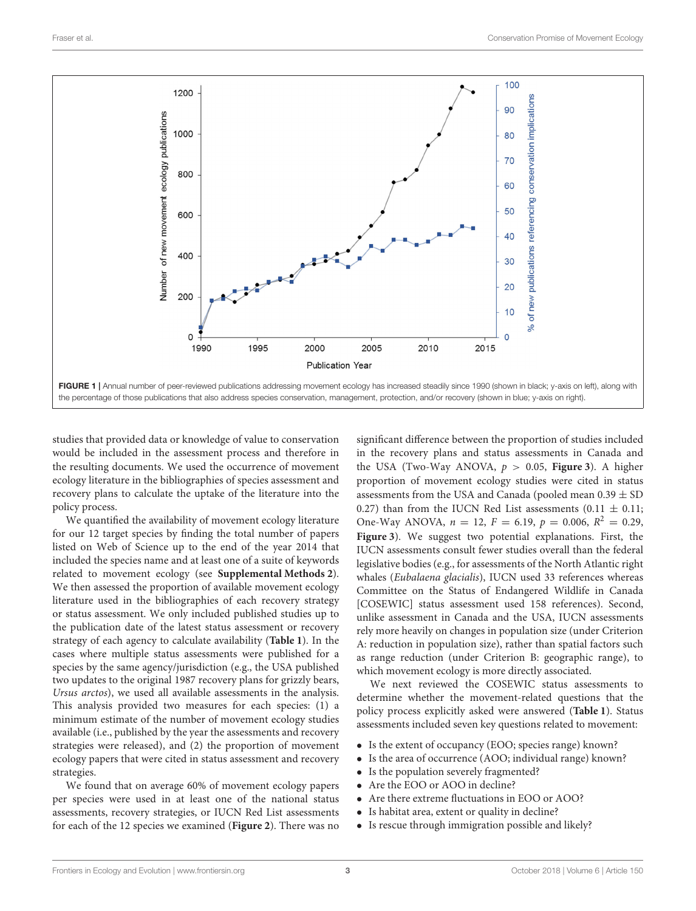FIGURE 1 | Annual number of peer-reviewed publications addressing movement ecology has increased steadily since 1990 (shown in black; y-axis on left), along with the percentage of those publications that also address species conservation, management, protection, and/or recovery (shown in blue; y-axis on right).

studies that provided data or knowledge of value to conservation would be included in the assessment process and therefore in the resulting documents. We used the occurrence of movement ecology literature in the bibliographies of species assessment and recovery plans to calculate the uptake of the literature into the policy process.

We quantified the availability of movement ecology literature for our 12 target species by finding the total number of papers listed on Web of Science up to the end of the year 2014 that included the species name and at least one of a suite of keywords related to movement ecology (see **Supplemental Methods 2**). We then assessed the proportion of available movement ecology literature used in the bibliographies of each recovery strategy or status assessment. We only included published studies up to the publication date of the latest status assessment or recovery strategy of each agency to calculate availability (**Table 1**). In the cases where multiple status assessments were published for a species by the same agency/jurisdiction (e.g., the USA published two updates to the original 1987 recovery plans for grizzly bears, *Ursus arctos*), we used all available assessments in the analysis. This analysis provided two measures for each species: (1) a minimum estimate of the number of movement ecology studies available (i.e., published by the year the assessments and recovery strategies were released), and (2) the proportion of movement ecology papers that were cited in status assessment and recovery strategies.

We found that on average 60% of movement ecology papers per species were used in at least one of the national status assessments, recovery strategies, or IUCN Red List assessments for each of the 12 species we examined (**Figure 2**). There was no significant difference between the proportion of studies included in the recovery plans and status assessments in Canada and the USA (Two-Way ANOVA, $p > 0.05$, **Figure 3**). A higher proportion of movement ecology studies were cited in status assessments from the USA and Canada (pooled mean 0.39 ± SD 0.27) than from the IUCN Red List assessments (0.11 ± 0.11; One-Way ANOVA, $n = 12$, $F = 6.19$, $p = 0.006$, $R^2 = 0.29$, **Figure 3**). We suggest two potential explanations. First, the IUCN assessments consult fewer studies overall than the federal legislative bodies (e.g., for assessments of the North Atlantic right whales (*Eubalaena glacialis*), IUCN used 33 references whereas Committee on the Status of Endangered Wildlife in Canada [COSEWIC] status assessment used 158 references). Second, unlike assessment in Canada and the USA, IUCN assessments rely more heavily on changes in population size (under Criterion A: reduction in population size), rather than spatial factors such as range reduction (under Criterion B: geographic range), to which movement ecology is more directly associated.

We next reviewed the COSEWIC status assessments to determine whether the movement-related questions that the policy process explicitly asked were answered (**Table 1**). Status assessments included seven key questions related to movement:

- Is the extent of occupancy (EOO; species range) known?
- Is the area of occurrence (AOO; individual range) known?
- Is the population severely fragmented?
- Are the EOO or AOO in decline?
- Are there extreme fluctuations in EOO or AOO?
- Is habitat area, extent or quality in decline?
- Is rescue through immigration possible and likely?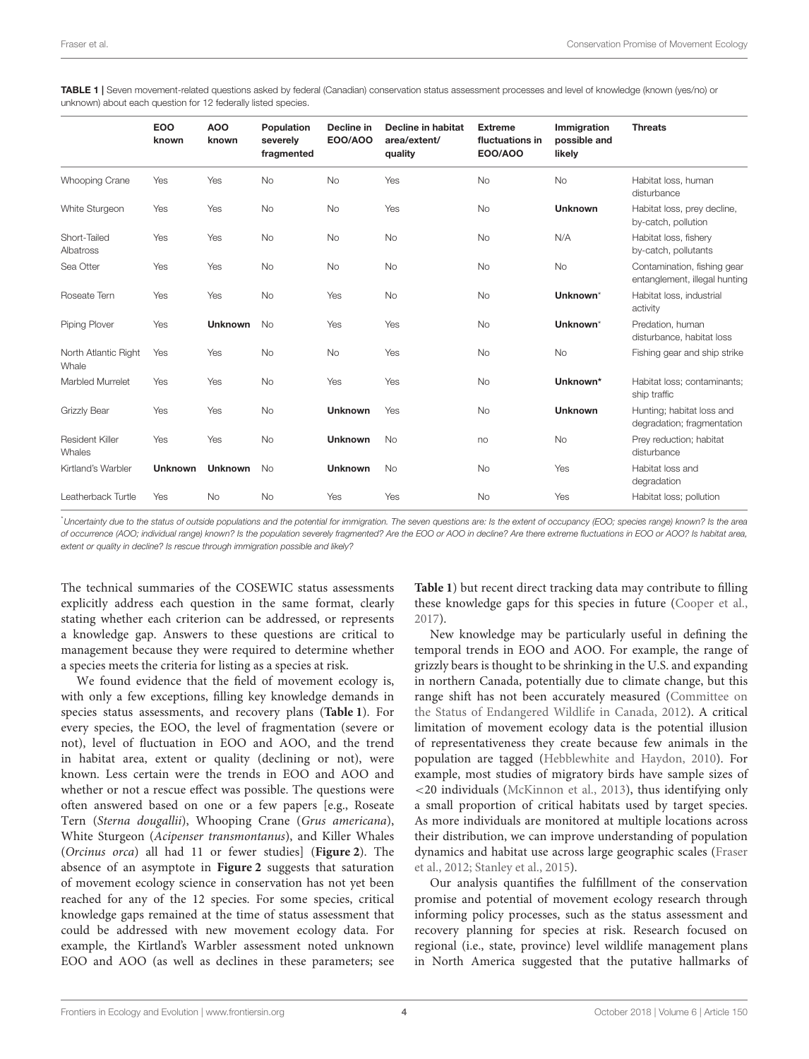**TABLE 1 |** Seven movement-related questions asked by federal (Canadian) conservation status assessment processes and level of knowledge (known (yes/no) or unknown) about each question for 12 federally listed species.

| | EOO known | AOO known | Population severely fragmented | Decline in EOO/AOO | Decline in habitat area/extent/quality | Extreme fluctuations in EOO/AOO | Immigration possible and likely | Threats |
|---|---|---|---|---|---|---|---|---|
| Whooping Crane | Yes | Yes | No | No | Yes | No | No | Habitat loss, human disturbance |
| White Sturgeon | Yes | Yes | No | No | Yes | No | **Unknown** | Habitat loss, prey decline, by-catch, pollution |
| Short-Tailed Albatross | Yes | Yes | No | No | No | No | N/A | Habitat loss, fishery by-catch, pollutants |
| Sea Otter | Yes | Yes | No | No | No | No | No | Contamination, fishing gear entanglement, illegal hunting |
| Roseate Tern | Yes | Yes | No | Yes | No | No | **Unknown*** | Habitat loss, industrial activity |
| Piping Plover | Yes | **Unknown** | No | Yes | Yes | No | **Unknown*** | Predation, human disturbance, habitat loss |
| North Atlantic Right Whale | Yes | Yes | No | No | Yes | No | No | Fishing gear and ship strike |
| Marbled Murrelet | Yes | Yes | No | Yes | Yes | No | **Unknown*** | Habitat loss; contaminants; ship traffic |
| Grizzly Bear | Yes | Yes | No | **Unknown** | Yes | No | **Unknown** | Hunting; habitat loss and degradation; fragmentation |
| Resident Killer Whales | Yes | Yes | No | **Unknown** | No | no | No | Prey reduction; habitat disturbance |
| Kirtland's Warbler | **Unknown** | **Unknown** | No | **Unknown** | No | No | Yes | Habitat loss and degradation |
| Leatherback Turtle | Yes | No | No | Yes | Yes | No | Yes | Habitat loss; pollution |

*Uncertainty due to the status of outside populations and the potential for immigration. The seven questions are: Is the extent of occupancy (EOO; species range) known? Is the area of occurrence (AOO; individual range) known? Is the population severely fragmented? Are the EOO or AOO in decline? Are there extreme fluctuations in EOO or AOO? Is habitat area, extent or quality in decline? Is rescue through immigration possible and likely?

The technical summaries of the COSEWIC status assessments explicitly address each question in the same format, clearly stating whether each criterion can be addressed, or represents a knowledge gap. Answers to these questions are critical to management because they were required to determine whether a species meets the criteria for listing as a species at risk.

We found evidence that the field of movement ecology is, with only a few exceptions, filling key knowledge demands in species status assessments, and recovery plans (**Table 1**). For every species, the EOO, the level of fragmentation (severe or not), level of fluctuation in EOO and AOO, and the trend in habitat area, extent or quality (declining or not), were known. Less certain were the trends in EOO and AOO and whether or not a rescue effect was possible. The questions were often answered based on one or a few papers [e.g., Roseate Tern (*Sterna dougallii*), Whooping Crane (*Grus americana*), White Sturgeon (*Acipenser transmontanus*), and Killer Whales (*Orcinus orca*) all had 11 or fewer studies] (**Figure 2**). The absence of an asymptote in **Figure 2** suggests that saturation of movement ecology science in conservation has not yet been reached for any of the 12 species. For some species, critical knowledge gaps remained at the time of status assessment that could be addressed with new movement ecology data. For example, the Kirtland's Warbler assessment noted unknown EOO and AOO (as well as declines in these parameters; see **Table 1**) but recent direct tracking data may contribute to filling these knowledge gaps for this species in future (Cooper et al., 2017).

New knowledge may be particularly useful in defining the temporal trends in EOO and AOO. For example, the range of grizzly bears is thought to be shrinking in the U.S. and expanding in northern Canada, potentially due to climate change, but this range shift has not been accurately measured (Committee on the Status of Endangered Wildlife in Canada, 2012). A critical limitation of movement ecology data is the potential illusion of representativeness they create because few animals in the population are tagged (Hebblewhite and Haydon, 2010). For example, most studies of migratory birds have sample sizes of <20 individuals (McKinnon et al., 2013), thus identifying only a small proportion of critical habitats used by target species. As more individuals are monitored at multiple locations across their distribution, we can improve understanding of population dynamics and habitat use across large geographic scales (Fraser et al., 2012; Stanley et al., 2015).

Our analysis quantifies the fulfillment of the conservation promise and potential of movement ecology research through informing policy processes, such as the status assessment and recovery planning for species at risk. Research focused on regional (i.e., state, province) level wildlife management plans in North America suggested that the putative hallmarks of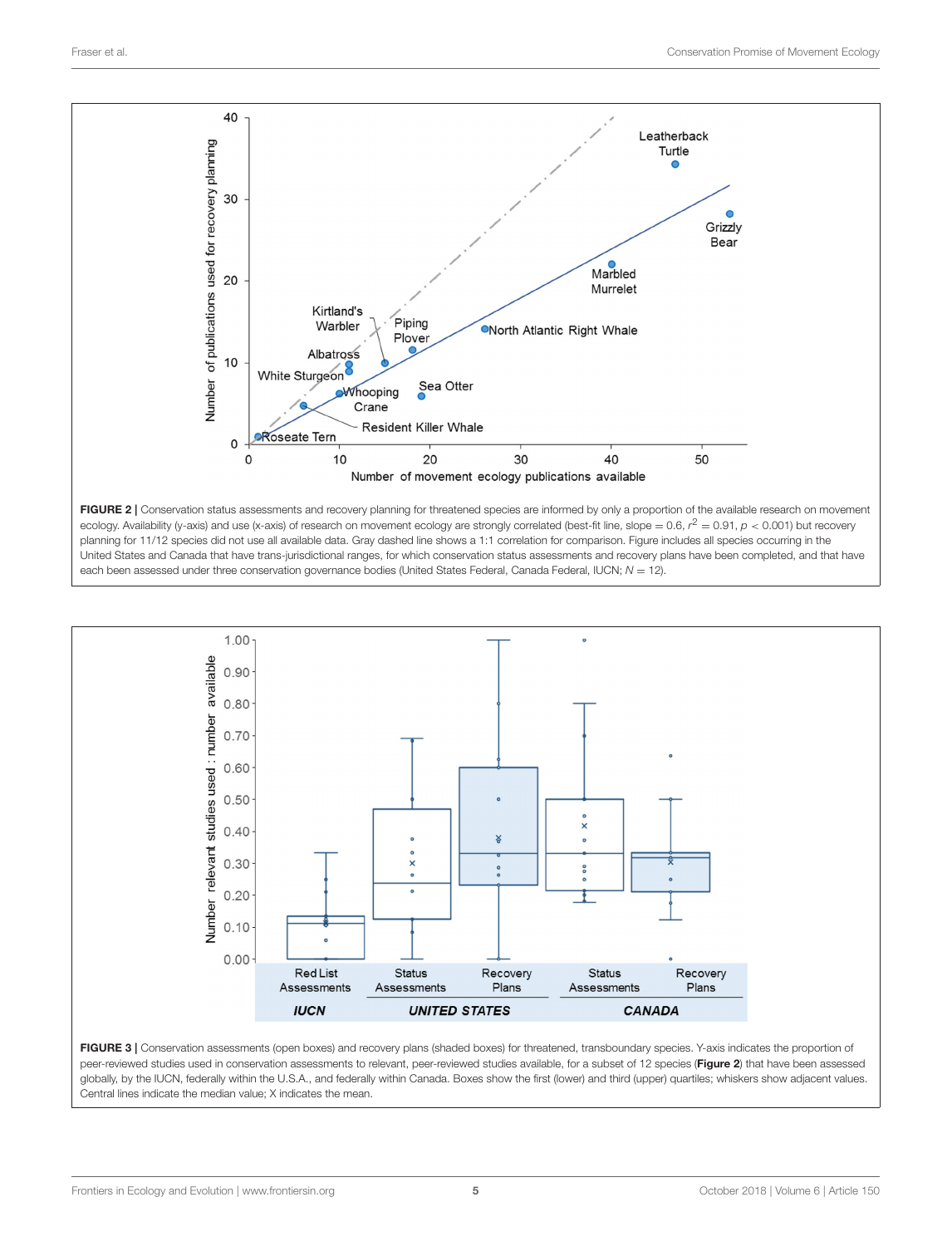**FIGURE 2 |** Conservation status assessments and recovery planning for threatened species are informed by only a proportion of the available research on movement ecology. Availability (y-axis) and use (x-axis) of research on movement ecology are strongly correlated (best-fit line, slope = 0.6, $r^2 = 0.91$, $p < 0.001$) but recovery planning for 11/12 species did not use all available data. Gray dashed line shows a 1:1 correlation for comparison. Figure includes all species occurring in the United States and Canada that have trans-jurisdictional ranges, for which conservation status assessments and recovery plans have been completed, and that have each been assessed under three conservation governance bodies (United States Federal, Canada Federal, IUCN; $N = 12$).

**FIGURE 3 |** Conservation assessments (open boxes) and recovery plans (shaded boxes) for threatened, transboundary species. Y-axis indicates the proportion of peer-reviewed studies used in conservation assessments to relevant, peer-reviewed studies available, for a subset of 12 species (**Figure 2**) that have been assessed globally, by the IUCN, federally within the U.S.A., and federally within Canada. Boxes show the first (lower) and third (upper) quartiles; whiskers show adjacent values. Central lines indicate the median value; X indicates the mean.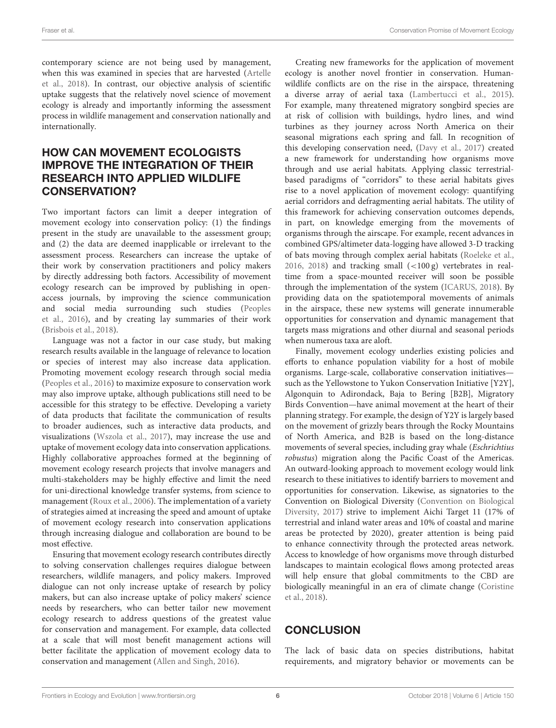contemporary science are not being used by management, when this was examined in species that are harvested (Artelle et al., 2018). In contrast, our objective analysis of scientific uptake suggests that the relatively novel science of movement ecology is already and importantly informing the assessment process in wildlife management and conservation nationally and internationally.

## HOW CAN MOVEMENT ECOLOGISTS IMPROVE THE INTEGRATION OF THEIR RESEARCH INTO APPLIED WILDLIFE CONSERVATION?

Two important factors can limit a deeper integration of movement ecology into conservation policy: (1) the findings present in the study are unavailable to the assessment group; and (2) the data are deemed inapplicable or irrelevant to the assessment process. Researchers can increase the uptake of their work by conservation practitioners and policy makers by directly addressing both factors. Accessibility of movement ecology research can be improved by publishing in open-access journals, by improving the science communication and social media surrounding such studies (Peoples et al., 2016), and by creating lay summaries of their work (Brisbois et al., 2018).

Language was not a factor in our case study, but making research results available in the language of relevance to location or species of interest may also increase data application. Promoting movement ecology research through social media (Peoples et al., 2016) to maximize exposure to conservation work may also improve uptake, although publications still need to be accessible for this strategy to be effective. Developing a variety of data products that facilitate the communication of results to broader audiences, such as interactive data products, and visualizations (Wszola et al., 2017), may increase the use and uptake of movement ecology data into conservation applications. Highly collaborative approaches formed at the beginning of movement ecology research projects that involve managers and multi-stakeholders may be highly effective and limit the need for uni-directional knowledge transfer systems, from science to management (Roux et al., 2006). The implementation of a variety of strategies aimed at increasing the speed and amount of uptake of movement ecology research into conservation applications through increasing dialogue and collaboration are bound to be most effective.

Ensuring that movement ecology research contributes directly to solving conservation challenges requires dialogue between researchers, wildlife managers, and policy makers. Improved dialogue can not only increase uptake of research by policy makers, but can also increase uptake of policy makers' science needs by researchers, who can better tailor new movement ecology research to address questions of the greatest value for conservation and management. For example, data collected at a scale that will most benefit management actions will better facilitate the application of movement ecology data to conservation and management (Allen and Singh, 2016).

Creating new frameworks for the application of movement ecology is another novel frontier in conservation. Human-wildlife conflicts are on the rise in the airspace, threatening a diverse array of aerial taxa (Lambertucci et al., 2015). For example, many threatened migratory songbird species are at risk of collision with buildings, hydro lines, and wind turbines as they journey across North America on their seasonal migrations each spring and fall. In recognition of this developing conservation need, (Davy et al., 2017) created a new framework for understanding how organisms move through and use aerial habitats. Applying classic terrestrial-based paradigms of "corridors" to these aerial habitats gives rise to a novel application of movement ecology: quantifying aerial corridors and defragmenting aerial habitats. The utility of this framework for achieving conservation outcomes depends, in part, on knowledge emerging from the movements of organisms through the airscape. For example, recent advances in combined GPS/altimeter data-logging have allowed 3-D tracking of bats moving through complex aerial habitats (Roeleke et al., 2016, 2018) and tracking small (<100 g) vertebrates in real-time from a space-mounted receiver will soon be possible through the implementation of the system (ICARUS, 2018). By providing data on the spatiotemporal movements of animals in the airspace, these new systems will generate innumerable opportunities for conservation and dynamic management that targets mass migrations and other diurnal and seasonal periods when numerous taxa are aloft.

Finally, movement ecology underlies existing policies and efforts to enhance population viability for a host of mobile organisms. Large-scale, collaborative conservation initiatives—such as the Yellowstone to Yukon Conservation Initiative [Y2Y], Algonquin to Adirondack, Baja to Bering [B2B], Migratory Birds Convention—have animal movement at the heart of their planning strategy. For example, the design of Y2Y is largely based on the movement of grizzly bears through the Rocky Mountains of North America, and B2B is based on the long-distance movements of several species, including gray whale (*Eschrichtius robustus*) migration along the Pacific Coast of the Americas. An outward-looking approach to movement ecology would link research to these initiatives to identify barriers to movement and opportunities for conservation. Likewise, as signatories to the Convention on Biological Diversity (Convention on Biological Diversity, 2017) strive to implement Aichi Target 11 (17% of terrestrial and inland water areas and 10% of coastal and marine areas be protected by 2020), greater attention is being paid to enhance connectivity through the protected areas network. Access to knowledge of how organisms move through disturbed landscapes to maintain ecological flows among protected areas will help ensure that global commitments to the CBD are biologically meaningful in an era of climate change (Coristine et al., 2018).

## CONCLUSION

The lack of basic data on species distributions, habitat requirements, and migratory behavior or movements can be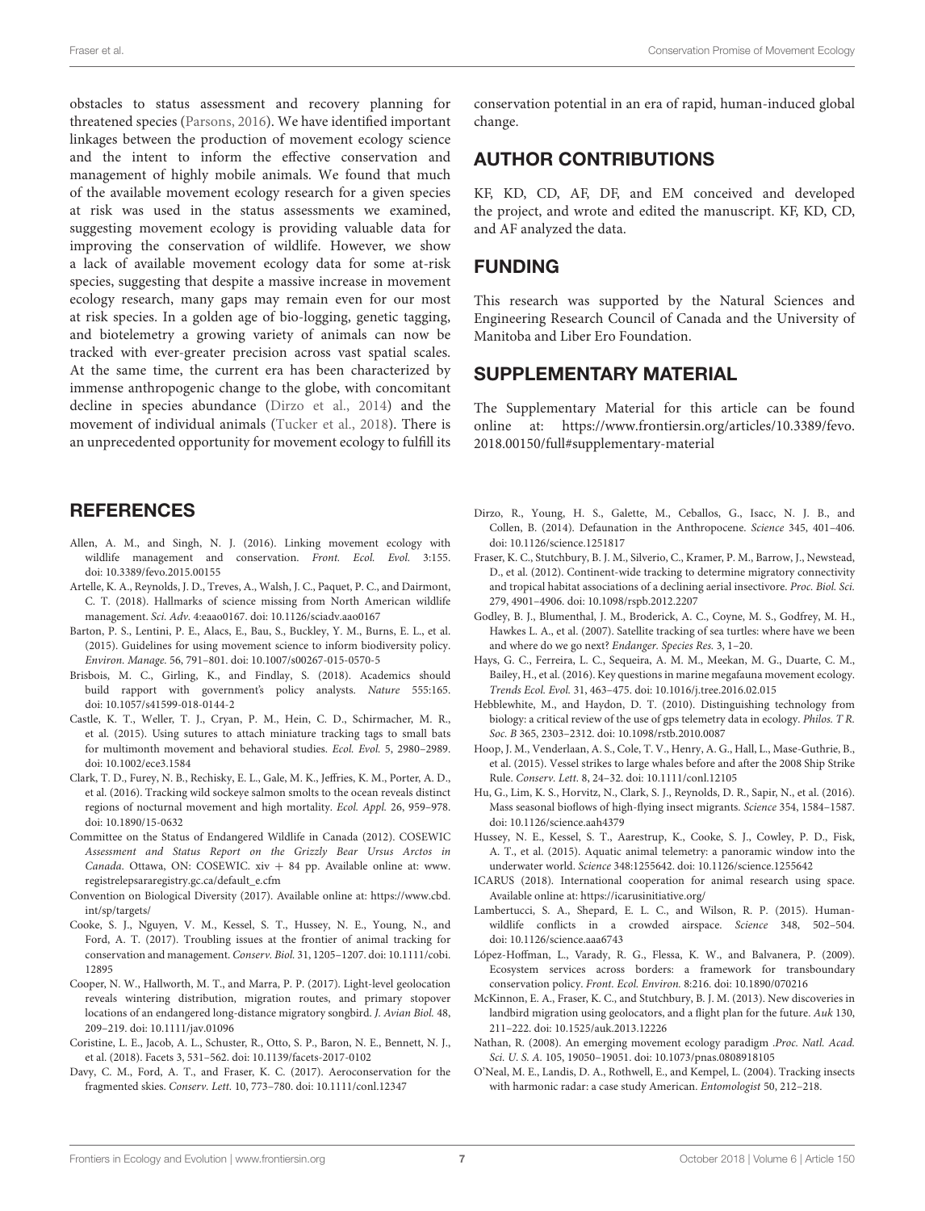obstacles to status assessment and recovery planning for threatened species (Parsons, 2016). We have identified important linkages between the production of movement ecology science and the intent to inform the effective conservation and management of highly mobile animals. We found that much of the available movement ecology research for a given species at risk was used in the status assessments we examined, suggesting movement ecology is providing valuable data for improving the conservation of wildlife. However, we show a lack of available movement ecology data for some at-risk species, suggesting that despite a massive increase in movement ecology research, many gaps may remain even for our most at risk species. In a golden age of bio-logging, genetic tagging, and biotelemetry a growing variety of animals can now be tracked with ever-greater precision across vast spatial scales. At the same time, the current era has been characterized by immense anthropogenic change to the globe, with concomitant decline in species abundance (Dirzo et al., 2014) and the movement of individual animals (Tucker et al., 2018). There is an unprecedented opportunity for movement ecology to fulfill its conservation potential in an era of rapid, human-induced global change.

## AUTHOR CONTRIBUTIONS

KF, KD, CD, AF, DF, and EM conceived and developed the project, and wrote and edited the manuscript. KF, KD, CD, and AF analyzed the data.

## FUNDING

This research was supported by the Natural Sciences and Engineering Research Council of Canada and the University of Manitoba and Liber Ero Foundation.

## SUPPLEMENTARY MATERIAL

The Supplementary Material for this article can be found online at: https://www.frontiersin.org/articles/10.3389/fevo.2018.00150/full#supplementary-material

## REFERENCES

Allen, A. M., and Singh, N. J. (2016). Linking movement ecology with wildlife management and conservation. *Front. Ecol. Evol.* 3:155. doi: 10.3389/fevo.2015.00155

Artelle, K. A., Reynolds, J. D., Treves, A., Walsh, J. C., Paquet, P. C., and Dairmont, C. T. (2018). Hallmarks of science missing from North American wildlife management. *Sci. Adv.* 4:eaao0167. doi: 10.1126/sciadv.aao0167

Barton, P. S., Lentini, P. E., Alacs, E., Bau, S., Buckley, Y. M., Burns, E. L., et al. (2015). Guidelines for using movement science to inform biodiversity policy. *Environ. Manage.* 56, 791–801. doi: 10.1007/s00267-015-0570-5

Brisbois, M. C., Girling, K., and Findlay, S. (2018). Academics should build rapport with government's policy analysts. *Nature* 555:165. doi: 10.1057/s41599-018-0144-2

Castle, K. T., Weller, T. J., Cryan, P. M., Hein, C. D., Schirmacher, M. R., et al. (2015). Using sutures to attach miniature tracking tags to small bats for multimonth movement and behavioral studies. *Ecol. Evol.* 5, 2980–2989. doi: 10.1002/ece3.1584

Clark, T. D., Furey, N. B., Rechisky, E. L., Gale, M. K., Jeffries, K. M., Porter, A. D., et al. (2016). Tracking wild sockeye salmon smolts to the ocean reveals distinct regions of nocturnal movement and high mortality. *Ecol. Appl.* 26, 959–978. doi: 10.1890/15-0632

Committee on the Status of Endangered Wildlife in Canada (2012). COSEWIC *Assessment and Status Report on the Grizzly Bear Ursus Arctos in Canada*. Ottawa, ON: COSEWIC. xiv + 84 pp. Available online at: www.registrelepsararegistry.gc.ca/default_e.cfm

Convention on Biological Diversity (2017). Available online at: https://www.cbd.int/sp/targets/

Cooke, S. J., Nguyen, V. M., Kessel, S. T., Hussey, N. E., Young, N., and Ford, A. T. (2017). Troubling issues at the frontier of animal tracking for conservation and management. *Conserv. Biol.* 31, 1205–1207. doi: 10.1111/cobi.12895

Cooper, N. W., Hallworth, M. T., and Marra, P. P. (2017). Light-level geolocation reveals wintering distribution, migration routes, and primary stopover locations of an endangered long-distance migratory songbird. *J. Avian Biol.* 48, 209–219. doi: 10.1111/jav.01096

Coristine, L. E., Jacob, A. L., Schuster, R., Otto, S. P., Baron, N. E., Bennett, N. J., et al. (2018). Facets 3, 531–562. doi: 10.1139/facets-2017-0102

Davy, C. M., Ford, A. T., and Fraser, K. C. (2017). Aeroconservation for the fragmented skies. *Conserv. Lett.* 10, 773–780. doi: 10.1111/conl.12347

Dirzo, R., Young, H. S., Galette, M., Ceballos, G., Isacc, N. J. B., and Collen, B. (2014). Defaunation in the Anthropocene. *Science* 345, 401–406. doi: 10.1126/science.1251817

Fraser, K. C., Stutchbury, B. J. M., Silverio, C., Kramer, P. M., Barrow, J., Newstead, D., et al. (2012). Continent-wide tracking to determine migratory connectivity and tropical habitat associations of a declining aerial insectivore. *Proc. Biol. Sci.* 279, 4901–4906. doi: 10.1098/rspb.2012.2207

Godley, B. J., Blumenthal, J. M., Broderick, A. C., Coyne, M. S., Godfrey, M. H., Hawkes L. A., et al. (2007). Satellite tracking of sea turtles: where have we been and where do we go next? *Endanger. Species Res.* 3, 1–20.

Hays, G. C., Ferreira, L. C., Sequeira, A. M. M., Meekan, M. G., Duarte, C. M., Bailey, H., et al. (2016). Key questions in marine megafauna movement ecology. *Trends Ecol. Evol.* 31, 463–475. doi: 10.1016/j.tree.2016.02.015

Hebblewhite, M., and Haydon, D. T. (2010). Distinguishing technology from biology: a critical review of the use of gps telemetry data in ecology. *Philos. T R. Soc. B* 365, 2303–2312. doi: 10.1098/rstb.2010.0087

Hoop, J. M., Venderlaan, A. S., Cole, T. V., Henry, A. G., Hall, L., Mase-Guthrie, B., et al. (2015). Vessel strikes to large whales before and after the 2008 Ship Strike Rule. *Conserv. Lett.* 8, 24–32. doi: 10.1111/conl.12105

Hu, G., Lim, K. S., Horvitz, N., Clark, S. J., Reynolds, D. R., Sapir, N., et al. (2016). Mass seasonal bioflows of high-flying insect migrants. *Science* 354, 1584–1587. doi: 10.1126/science.aah4379

Hussey, N. E., Kessel, S. T., Aarestrup, K., Cooke, S. J., Cowley, P. D., Fisk, A. T., et al. (2015). Aquatic animal telemetry: a panoramic window into the underwater world. *Science* 348:1255642. doi: 10.1126/science.1255642

ICARUS (2018). International cooperation for animal research using space. Available online at: https://icarusinitiative.org/

Lambertucci, S. A., Shepard, E. L. C., and Wilson, R. P. (2015). Human-wildlife conflicts in a crowded airspace. *Science* 348, 502–504. doi: 10.1126/science.aaa6743

López-Hoffman, L., Varady, R. G., Flessa, K. W., and Balvanera, P. (2009). Ecosystem services across borders: a framework for transboundary conservation policy. *Front. Ecol. Environ.* 8:216. doi: 10.1890/070216

McKinnon, E. A., Fraser, K. C., and Stutchbury, B. J. M. (2013). New discoveries in landbird migration using geolocators, and a flight plan for the future. *Auk* 130, 211–222. doi: 10.1525/auk.2013.12226

Nathan, R. (2008). An emerging movement ecology paradigm .*Proc. Natl. Acad. Sci. U. S. A.* 105, 19050–19051. doi: 10.1073/pnas.0808918105

O'Neal, M. E., Landis, D. A., Rothwell, E., and Kempel, L. (2004). Tracking insects with harmonic radar: a case study American. *Entomologist* 50, 212–218.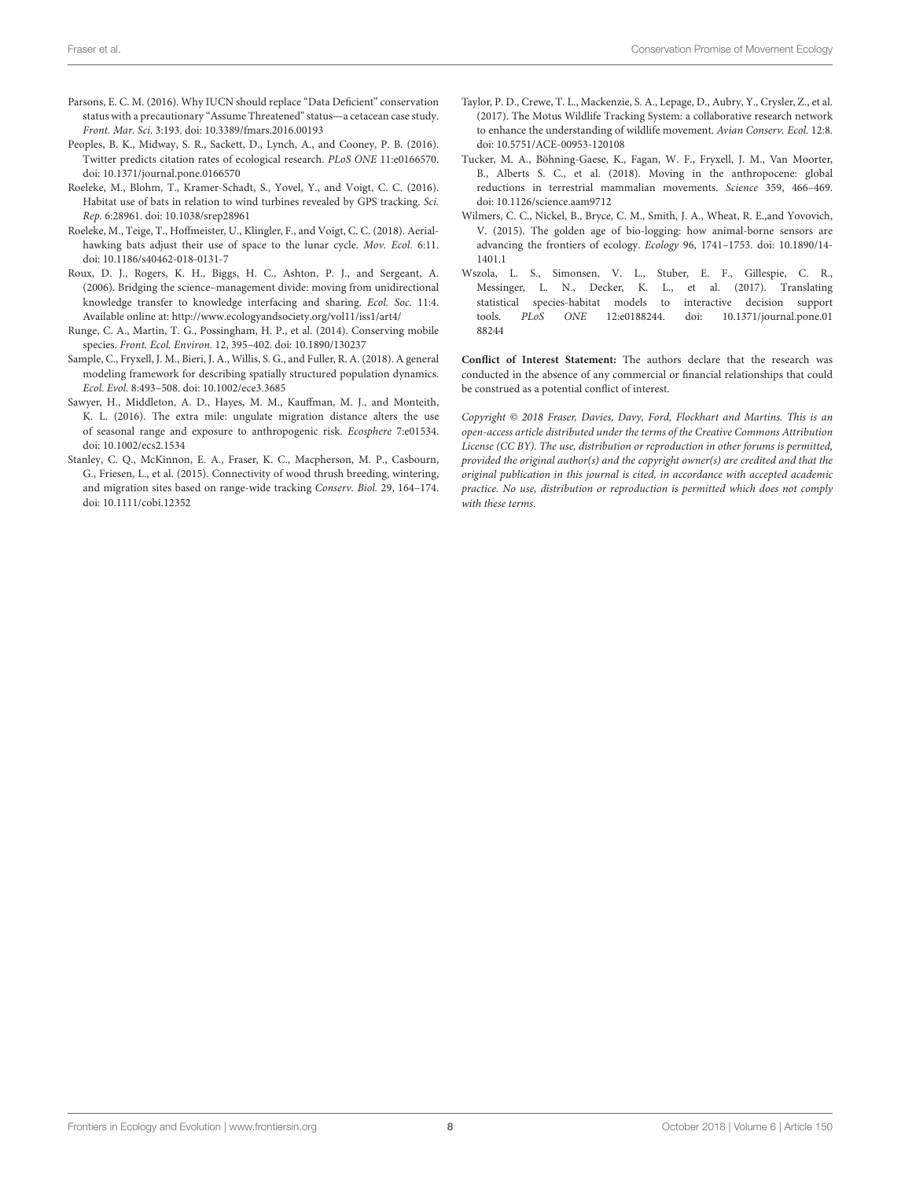Parsons, E. C. M. (2016). Why IUCN should replace "Data Deficient" conservation status with a precautionary "Assume Threatened" status—a cetacean case study. *Front. Mar. Sci*. 3:193. doi: 10.3389/fmars.2016.00193

Peoples, B. K., Midway, S. R., Sackett, D., Lynch, A., and Cooney, P. B. (2016). Twitter predicts citation rates of ecological research. *PLoS ONE* 11:e0166570. doi: 10.1371/journal.pone.0166570

Roeleke, M., Blohm, T., Kramer-Schadt, S., Yovel, Y., and Voigt, C. C. (2016). Habitat use of bats in relation to wind turbines revealed by GPS tracking. *Sci. Rep.* 6:28961. doi: 10.1038/srep28961

Roeleke, M., Teige, T., Hoffmeister, U., Klingler, F., and Voigt, C. C. (2018). Aerial-hawking bats adjust their use of space to the lunar cycle. *Mov. Ecol.* 6:11. doi: 10.1186/s40462-018-0131-7

Roux, D. J., Rogers, K. H., Biggs, H. C., Ashton, P. J., and Sergeant, A. (2006). Bridging the science–management divide: moving from unidirectional knowledge transfer to knowledge interfacing and sharing. *Ecol. Soc.* 11:4. Available online at: http://www.ecologyandsociety.org/vol11/iss1/art4/

Runge, C. A., Martin, T. G., Possingham, H. P., et al. (2014). Conserving mobile species. *Front. Ecol. Environ.* 12, 395–402. doi: 10.1890/130237

Sample, C., Fryxell, J. M., Bieri, J. A., Willis, S. G., and Fuller, R. A. (2018). A general modeling framework for describing spatially structured population dynamics. *Ecol. Evol.* 8:493–508. doi: 10.1002/ece3.3685

Sawyer, H., Middleton, A. D., Hayes, M. M., Kauffman, M. J., and Monteith, K. L. (2016). The extra mile: ungulate migration distance alters the use of seasonal range and exposure to anthropogenic risk. *Ecosphere* 7:e01534. doi: 10.1002/ecs2.1534

Stanley, C. Q., McKinnon, E. A., Fraser, K. C., Macpherson, M. P., Casbourn, G., Friesen, L., et al. (2015). Connectivity of wood thrush breeding, wintering, and migration sites based on range-wide tracking *Conserv. Biol.* 29, 164–174. doi: 10.1111/cobi.12352

Taylor, P. D., Crewe, T. L., Mackenzie, S. A., Lepage, D., Aubry, Y., Crysler, Z., et al. (2017). The Motus Wildlife Tracking System: a collaborative research network to enhance the understanding of wildlife movement. *Avian Conserv. Ecol.* 12:8. doi: 10.5751/ACE-00953-120108

Tucker, M. A., Böhning-Gaese, K., Fagan, W. F., Fryxell, J. M., Van Moorter, B., Alberts S. C., et al. (2018). Moving in the anthropocene: global reductions in terrestrial mammalian movements. *Science* 359, 466–469. doi: 10.1126/science.aam9712

Wilmers, C. C., Nickel, B., Bryce, C. M., Smith, J. A., Wheat, R. E.,and Yovovich, V. (2015). The golden age of bio-logging: how animal-borne sensors are advancing the frontiers of ecology. *Ecology* 96, 1741–1753. doi: 10.1890/14-1401.1

Wszola, L. S., Simonsen, V. L., Stuber, E. F., Gillespie, C. R., Messinger, L. N., Decker, K. L., et al. (2017). Translating statistical species-habitat models to interactive decision support tools. *PLoS ONE* 12:e0188244. doi: 10.1371/journal.pone.0188244

**Conflict of Interest Statement:** The authors declare that the research was conducted in the absence of any commercial or financial relationships that could be construed as a potential conflict of interest.

*Copyright © 2018 Fraser, Davies, Davy, Ford, Flockhart and Martins. This is an open-access article distributed under the terms of the Creative Commons Attribution License (CC BY). The use, distribution or reproduction in other forums is permitted, provided the original author(s) and the copyright owner(s) are credited and that the original publication in this journal is cited, in accordance with accepted academic practice. No use, distribution or reproduction is permitted which does not comply with these terms.*